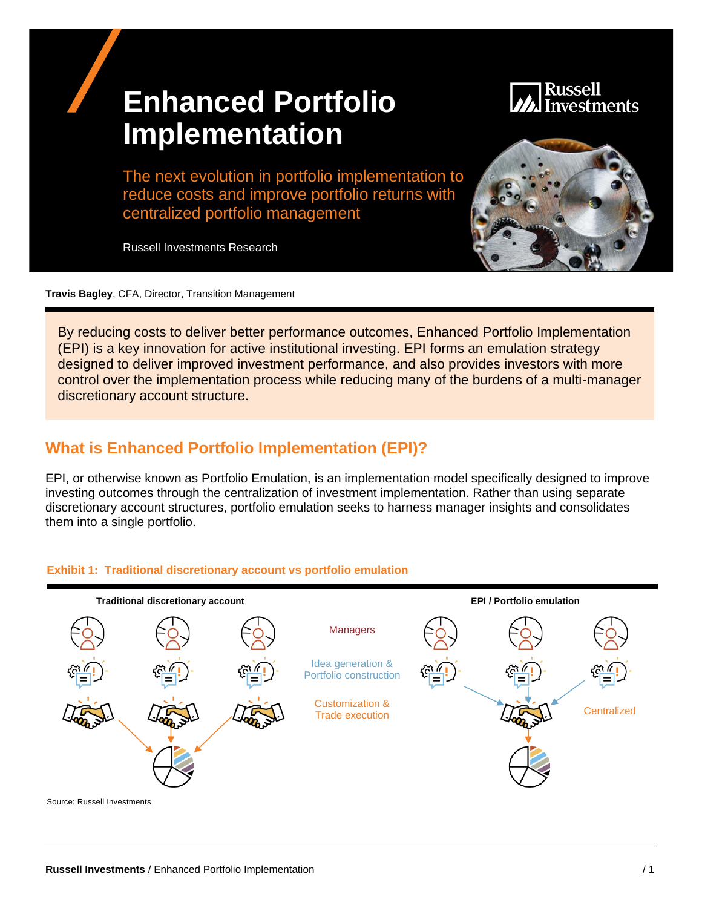# Enhanced Portfolio Implementation

The next evolution in portfolio implementation to reduce costs and improve portfolio returns with centralized portfolio management

Russell Investments Research

**Travis Bagley**, CFA, Director, Transition Management

By reducing costs to deliver better performance outcomes, Enhanced Portfolio Implementation (EPI) is a key innovation for active institutional investing. EPI forms an emulation strategy designed to deliver improved investment performance, and also provides investors with more control over the implementation process while reducing many of the burdens of a multi-manager discretionary account structure.

## What is Enhanced Portfolio Implementation (EPI)?

EPI, or otherwise known as Portfolio Emulation, is an implementation model specifically designed to improve investing outcomes through the centralization of investment implementation. Rather than using separate discretionary account structures, portfolio emulation seeks to harness manager insights and consolidates them into a single portfolio.

**Exhibit 1: Traditional discretionary account vs portfolio emulation**

Traditional discretionary account

Managers

Idea generation & Portfolio construction

Customization & Trade execution

EPI / Portfolio emulation

Centralized

Source: Russell Investments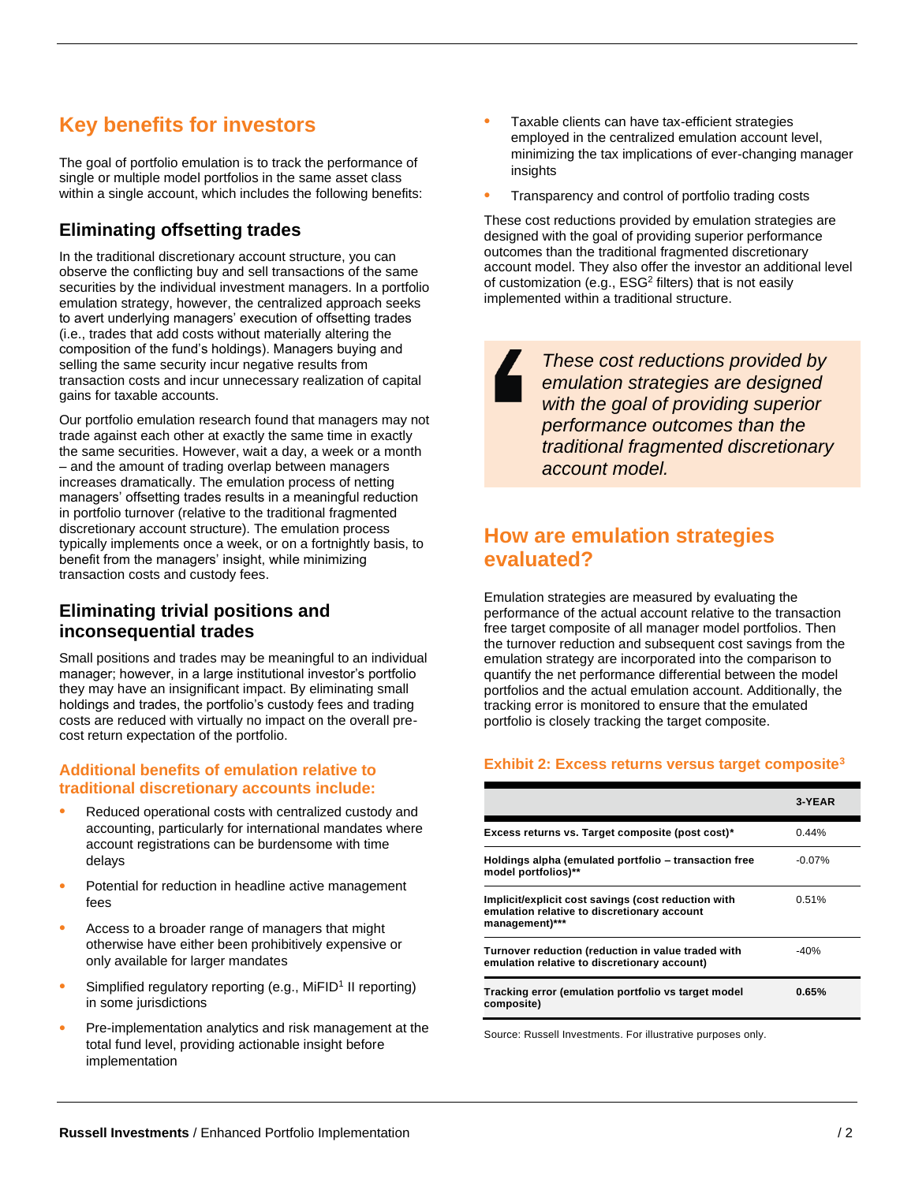## Key benefits for investors

The goal of portfolio emulation is to track the performance of single or multiple model portfolios in the same asset class within a single account, which includes the following benefits:

### Eliminating offsetting trades

In the traditional discretionary account structure, you can observe the conflicting buy and sell transactions of the same securities by the individual investment managers. In a portfolio emulation strategy, however, the centralized approach seeks to avert underlying managers' execution of offsetting trades (i.e., trades that add costs without materially altering the composition of the fund's holdings). Managers buying and selling the same security incur negative results from transaction costs and incur unnecessary realization of capital gains for taxable accounts.

Our portfolio emulation research found that managers may not trade against each other at exactly the same time in exactly the same securities. However, wait a day, a week or a month – and the amount of trading overlap between managers increases dramatically. The emulation process of netting managers' offsetting trades results in a meaningful reduction in portfolio turnover (relative to the traditional fragmented discretionary account structure). The emulation process typically implements once a week, or on a fortnightly basis, to benefit from the managers' insight, while minimizing transaction costs and custody fees.

### Eliminating trivial positions and inconsequential trades

Small positions and trades may be meaningful to an individual manager; however, in a large institutional investor's portfolio they may have an insignificant impact. By eliminating small holdings and trades, the portfolio's custody fees and trading costs are reduced with virtually no impact on the overall pre-cost return expectation of the portfolio.

#### Additional benefits of emulation relative to traditional discretionary accounts include:

- Reduced operational costs with centralized custody and accounting, particularly for international mandates where account registrations can be burdensome with time delays
- Potential for reduction in headline active management fees
- Access to a broader range of managers that might otherwise have either been prohibitively expensive or only available for larger mandates
- Simplified regulatory reporting (e.g., MiFID[1] II reporting) in some jurisdictions
- Pre-implementation analytics and risk management at the total fund level, providing actionable insight before implementation
- Taxable clients can have tax-efficient strategies employed in the centralized emulation account level, minimizing the tax implications of ever-changing manager insights
- Transparency and control of portfolio trading costs

These cost reductions provided by emulation strategies are designed with the goal of providing superior performance outcomes than the traditional fragmented discretionary account model. They also offer the investor an additional level of customization (e.g., ESG[2] filters) that is not easily implemented within a traditional structure.

> *These cost reductions provided by emulation strategies are designed with the goal of providing superior performance outcomes than the traditional fragmented discretionary account model.*

## How are emulation strategies evaluated?

Emulation strategies are measured by evaluating the performance of the actual account relative to the transaction free target composite of all manager model portfolios. Then the turnover reduction and subsequent cost savings from the emulation strategy are incorporated into the comparison to quantify the net performance differential between the model portfolios and the actual emulation account. Additionally, the tracking error is monitored to ensure that the emulated portfolio is closely tracking the target composite.

#### Exhibit 2: Excess returns versus target composite[3]

| | 3-YEAR |
|---|---|
| **Excess returns vs. Target composite (post cost)*** | 0.44% |
| **Holdings alpha (emulated portfolio – transaction free model portfolios)**** | -0.07% |
| **Implicit/explicit cost savings (cost reduction with emulation relative to discretionary account management)***** | 0.51% |
| **Turnover reduction (reduction in value traded with emulation relative to discretionary account)** | -40% |
| **Tracking error (emulation portfolio vs target model composite)** | **0.65%** |

Source: Russell Investments. For illustrative purposes only.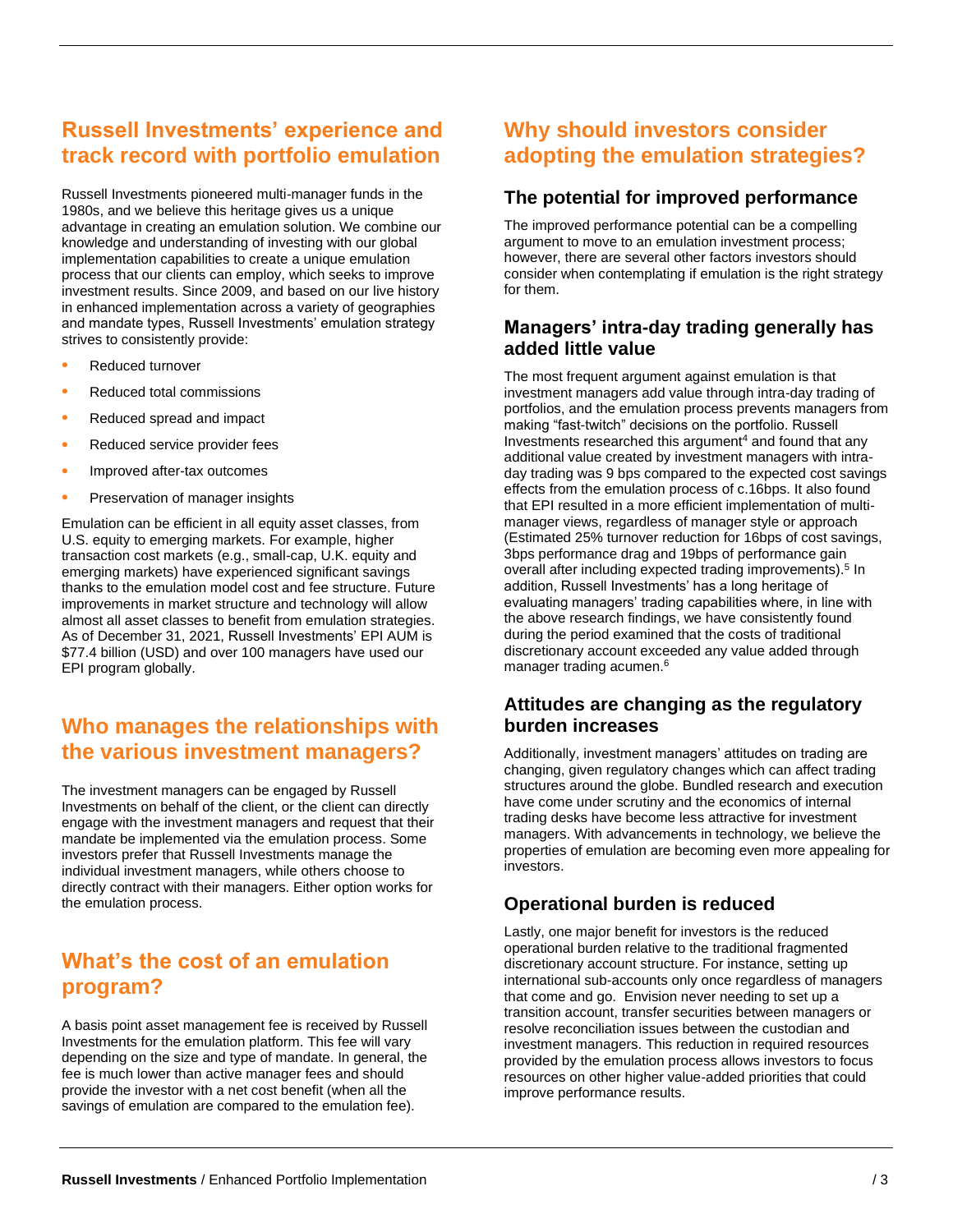## Russell Investments' experience and track record with portfolio emulation

Russell Investments pioneered multi-manager funds in the 1980s, and we believe this heritage gives us a unique advantage in creating an emulation solution. We combine our knowledge and understanding of investing with our global implementation capabilities to create a unique emulation process that our clients can employ, which seeks to improve investment results. Since 2009, and based on our live history in enhanced implementation across a variety of geographies and mandate types, Russell Investments' emulation strategy strives to consistently provide:

- Reduced turnover
- Reduced total commissions
- Reduced spread and impact
- Reduced service provider fees
- Improved after-tax outcomes
- Preservation of manager insights

Emulation can be efficient in all equity asset classes, from U.S. equity to emerging markets. For example, higher transaction cost markets (e.g., small-cap, U.K. equity and emerging markets) have experienced significant savings thanks to the emulation model cost and fee structure. Future improvements in market structure and technology will allow almost all asset classes to benefit from emulation strategies. As of December 31, 2021, Russell Investments' EPI AUM is $77.4 billion (USD) and over 100 managers have used our EPI program globally.

## Who manages the relationships with the various investment managers?

The investment managers can be engaged by Russell Investments on behalf of the client, or the client can directly engage with the investment managers and request that their mandate be implemented via the emulation process. Some investors prefer that Russell Investments manage the individual investment managers, while others choose to directly contract with their managers. Either option works for the emulation process.

## What's the cost of an emulation program?

A basis point asset management fee is received by Russell Investments for the emulation platform. This fee will vary depending on the size and type of mandate. In general, the fee is much lower than active manager fees and should provide the investor with a net cost benefit (when all the savings of emulation are compared to the emulation fee).

## Why should investors consider adopting the emulation strategies?

### The potential for improved performance

The improved performance potential can be a compelling argument to move to an emulation investment process; however, there are several other factors investors should consider when contemplating if emulation is the right strategy for them.

### Managers' intra-day trading generally has added little value

The most frequent argument against emulation is that investment managers add value through intra-day trading of portfolios, and the emulation process prevents managers from making "fast-twitch" decisions on the portfolio. Russell Investments researched this argument[4] and found that any additional value created by investment managers with intra-day trading was 9 bps compared to the expected cost savings effects from the emulation process of c.16bps. It also found that EPI resulted in a more efficient implementation of multi-manager views, regardless of manager style or approach (Estimated 25% turnover reduction for 16bps of cost savings, 3bps performance drag and 19bps of performance gain overall after including expected trading improvements).[5] In addition, Russell Investments' has a long heritage of evaluating managers' trading capabilities where, in line with the above research findings, we have consistently found during the period examined that the costs of traditional discretionary account exceeded any value added through manager trading acumen.[6]

### Attitudes are changing as the regulatory burden increases

Additionally, investment managers' attitudes on trading are changing, given regulatory changes which can affect trading structures around the globe. Bundled research and execution have come under scrutiny and the economics of internal trading desks have become less attractive for investment managers. With advancements in technology, we believe the properties of emulation are becoming even more appealing for investors.

### Operational burden is reduced

Lastly, one major benefit for investors is the reduced operational burden relative to the traditional fragmented discretionary account structure. For instance, setting up international sub-accounts only once regardless of managers that come and go. Envision never needing to set up a transition account, transfer securities between managers or resolve reconciliation issues between the custodian and investment managers. This reduction in required resources provided by the emulation process allows investors to focus resources on other higher value-added priorities that could improve performance results.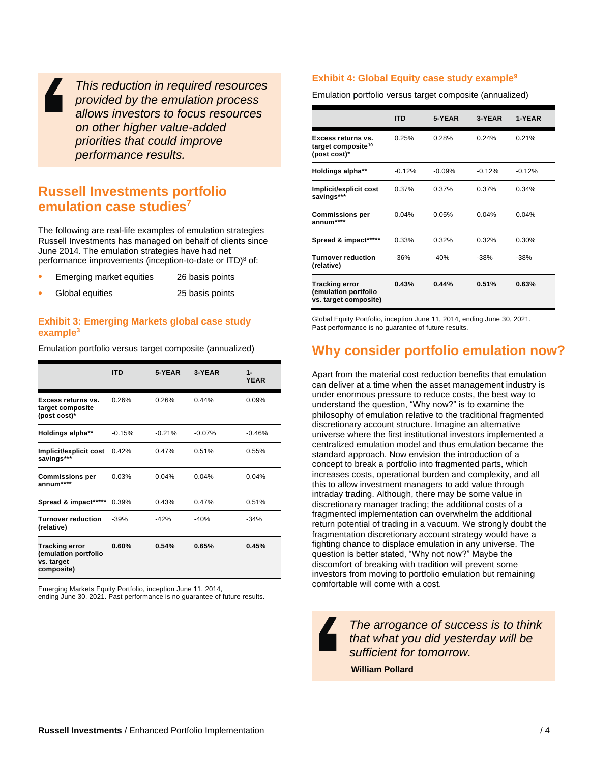> *This reduction in required resources provided by the emulation process allows investors to focus resources on other higher value-added priorities that could improve performance results.*

## Russell Investments portfolio emulation case studies[7]

The following are real-life examples of emulation strategies Russell Investments has managed on behalf of clients since June 2014. The emulation strategies have had net performance improvements (inception-to-date or ITD)[8] of:

- Emerging market equities 26 basis points
- Global equities 25 basis points

### Exhibit 3: Emerging Markets global case study example[3]

Emulation portfolio versus target composite (annualized)

| | ITD | 5-YEAR | 3-YEAR | 1-YEAR |
|---|---|---|---|---|
| **Excess returns vs. target composite (post cost)*** | 0.26% | 0.26% | 0.44% | 0.09% |
| **Holdings alpha**** | -0.15% | -0.21% | -0.07% | -0.46% |
| **Implicit/explicit cost savings***** | 0.42% | 0.47% | 0.51% | 0.55% |
| **Commissions per annum****** | 0.03% | 0.04% | 0.04% | 0.04% |
| **Spread & impact******* | 0.39% | 0.43% | 0.47% | 0.51% |
| **Turnover reduction (relative)** | -39% | -42% | -40% | -34% |
| **Tracking error (emulation portfolio vs. target composite)** | **0.60%** | **0.54%** | **0.65%** | **0.45%** |

Emerging Markets Equity Portfolio, inception June 11, 2014, ending June 30, 2021. Past performance is no guarantee of future results.

### Exhibit 4: Global Equity case study example[9]

Emulation portfolio versus target composite (annualized)

| | ITD | 5-YEAR | 3-YEAR | 1-YEAR |
|---|---|---|---|---|
| **Excess returns vs. target composite[10] (post cost)*** | 0.25% | 0.28% | 0.24% | 0.21% |
| **Holdings alpha**** | -0.12% | -0.09% | -0.12% | -0.12% |
| **Implicit/explicit cost savings***** | 0.37% | 0.37% | 0.37% | 0.34% |
| **Commissions per annum****** | 0.04% | 0.05% | 0.04% | 0.04% |
| **Spread & impact******* | 0.33% | 0.32% | 0.32% | 0.30% |
| **Turnover reduction (relative)** | -36% | -40% | -38% | -38% |
| **Tracking error (emulation portfolio vs. target composite)** | **0.43%** | **0.44%** | **0.51%** | **0.63%** |

Global Equity Portfolio, inception June 11, 2014, ending June 30, 2021. Past performance is no guarantee of future results.

## Why consider portfolio emulation now?

Apart from the material cost reduction benefits that emulation can deliver at a time when the asset management industry is under enormous pressure to reduce costs, the best way to understand the question, "Why now?" is to examine the philosophy of emulation relative to the traditional fragmented discretionary account structure. Imagine an alternative universe where the first institutional investors implemented a centralized emulation model and thus emulation became the standard approach. Now envision the introduction of a concept to break a portfolio into fragmented parts, which increases costs, operational burden and complexity, and all this to allow investment managers to add value through intraday trading. Although, there may be some value in discretionary manager trading; the additional costs of a fragmented implementation can overwhelm the additional return potential of trading in a vacuum. We strongly doubt the fragmentation discretionary account strategy would have a fighting chance to displace emulation in any universe. The question is better stated, "Why not now?" Maybe the discomfort of breaking with tradition will prevent some investors from moving to portfolio emulation but remaining comfortable will come with a cost.

> *The arrogance of success is to think that what you did yesterday will be sufficient for tomorrow.*
>
> **William Pollard**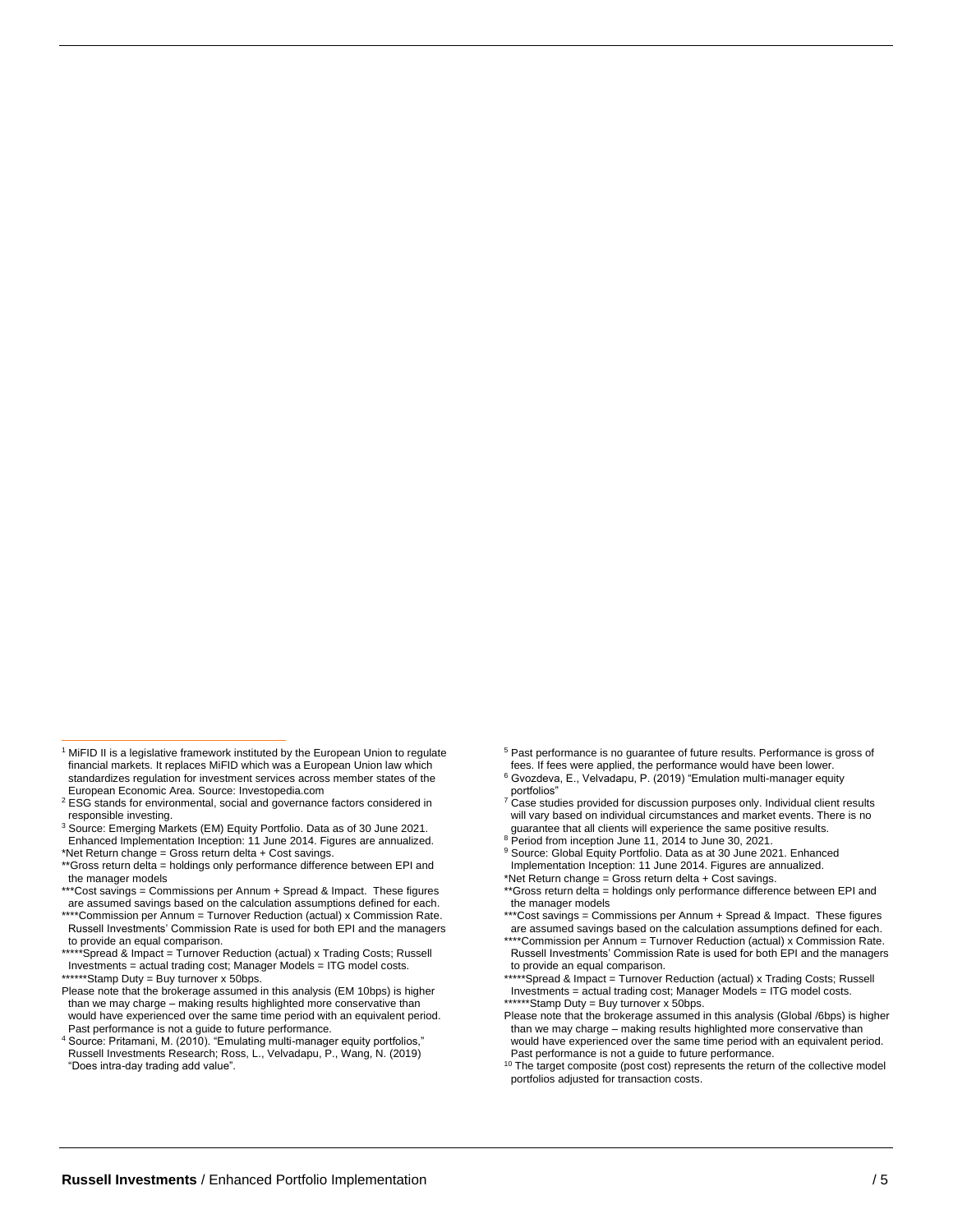[1] MiFID II is a legislative framework instituted by the European Union to regulate financial markets. It replaces MiFID which was a European Union law which standardizes regulation for investment services across member states of the European Economic Area. Source: Investopedia.com

[2] ESG stands for environmental, social and governance factors considered in responsible investing.

[3] Source: Emerging Markets (EM) Equity Portfolio. Data as of 30 June 2021. Enhanced Implementation Inception: 11 June 2014. Figures are annualized.
*Net Return change = Gross return delta + Cost savings.
**Gross return delta = holdings only performance difference between EPI and the manager models
***Cost savings = Commissions per Annum + Spread & Impact. These figures are assumed savings based on the calculation assumptions defined for each.
****Commission per Annum = Turnover Reduction (actual) x Commission Rate. Russell Investments' Commission Rate is used for both EPI and the managers to provide an equal comparison.
*****Spread & Impact = Turnover Reduction (actual) x Trading Costs; Russell Investments = actual trading cost; Manager Models = ITG model costs.
******Stamp Duty = Buy turnover x 50bps.
Please note that the brokerage assumed in this analysis (EM 10bps) is higher than we may charge – making results highlighted more conservative than would have experienced over the same time period with an equivalent period. Past performance is not a guide to future performance.

[4] Source: Pritamani, M. (2010). "Emulating multi-manager equity portfolios," Russell Investments Research; Ross, L., Velvadapu, P., Wang, N. (2019) "Does intra-day trading add value".

[5] Past performance is no guarantee of future results. Performance is gross of fees. If fees were applied, the performance would have been lower.

[6] Gvozdeva, E., Velvadapu, P. (2019) "Emulation multi-manager equity portfolios"

[7] Case studies provided for discussion purposes only. Individual client results will vary based on individual circumstances and market events. There is no guarantee that all clients will experience the same positive results.

[8] Period from inception June 11, 2014 to June 30, 2021.

[9] Source: Global Equity Portfolio. Data as at 30 June 2021. Enhanced Implementation Inception: 11 June 2014. Figures are annualized.
*Net Return change = Gross return delta + Cost savings.
**Gross return delta = holdings only performance difference between EPI and the manager models
***Cost savings = Commissions per Annum + Spread & Impact. These figures are assumed savings based on the calculation assumptions defined for each.
****Commission per Annum = Turnover Reduction (actual) x Commission Rate. Russell Investments' Commission Rate is used for both EPI and the managers to provide an equal comparison.
*****Spread & Impact = Turnover Reduction (actual) x Trading Costs; Russell Investments = actual trading cost; Manager Models = ITG model costs.
******Stamp Duty = Buy turnover x 50bps.
Please note that the brokerage assumed in this analysis (Global /6bps) is higher than we may charge – making results highlighted more conservative than would have experienced over the same time period with an equivalent period. Past performance is not a guide to future performance.

[10] The target composite (post cost) represents the return of the collective model portfolios adjusted for transaction costs.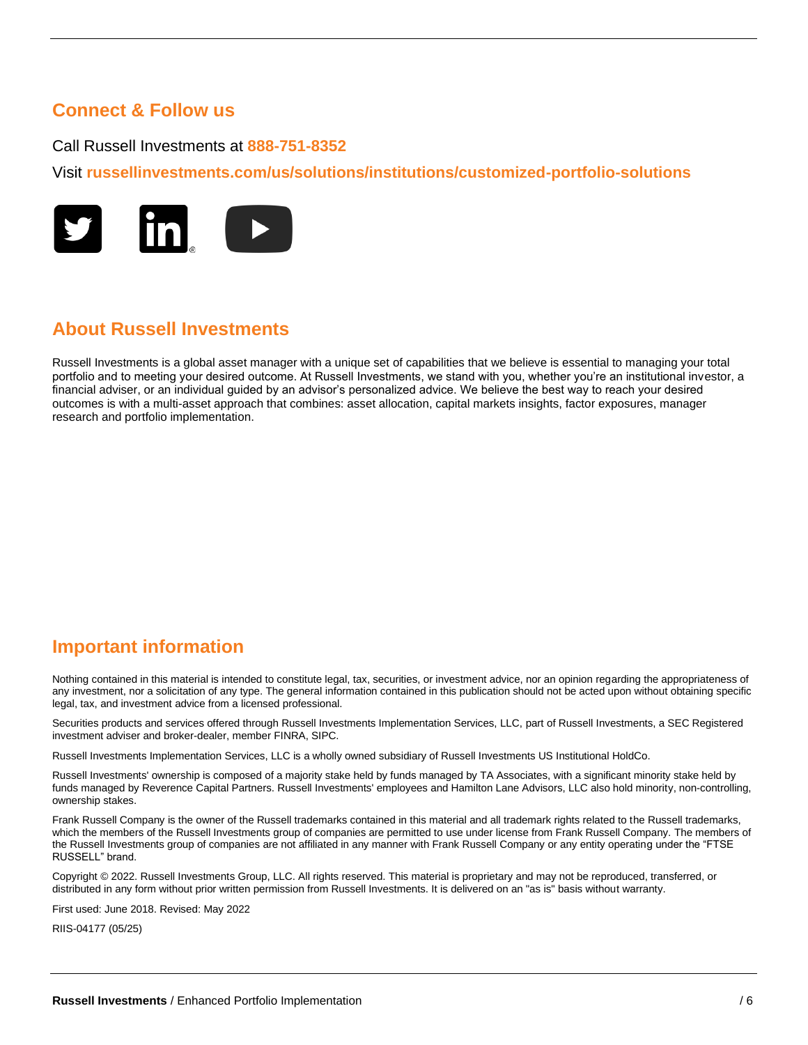## Connect & Follow us

Call Russell Investments at **888-751-8352**

Visit **russellinvestments.com/us/solutions/institutions/customized-portfolio-solutions**

## About Russell Investments

Russell Investments is a global asset manager with a unique set of capabilities that we believe is essential to managing your total portfolio and to meeting your desired outcome. At Russell Investments, we stand with you, whether you're an institutional investor, a financial adviser, or an individual guided by an advisor's personalized advice. We believe the best way to reach your desired outcomes is with a multi-asset approach that combines: asset allocation, capital markets insights, factor exposures, manager research and portfolio implementation.

## Important information

Nothing contained in this material is intended to constitute legal, tax, securities, or investment advice, nor an opinion regarding the appropriateness of any investment, nor a solicitation of any type. The general information contained in this publication should not be acted upon without obtaining specific legal, tax, and investment advice from a licensed professional.

Securities products and services offered through Russell Investments Implementation Services, LLC, part of Russell Investments, a SEC Registered investment adviser and broker-dealer, member FINRA, SIPC.

Russell Investments Implementation Services, LLC is a wholly owned subsidiary of Russell Investments US Institutional HoldCo.

Russell Investments' ownership is composed of a majority stake held by funds managed by TA Associates, with a significant minority stake held by funds managed by Reverence Capital Partners. Russell Investments' employees and Hamilton Lane Advisors, LLC also hold minority, non-controlling, ownership stakes.

Frank Russell Company is the owner of the Russell trademarks contained in this material and all trademark rights related to the Russell trademarks, which the members of the Russell Investments group of companies are permitted to use under license from Frank Russell Company. The members of the Russell Investments group of companies are not affiliated in any manner with Frank Russell Company or any entity operating under the "FTSE RUSSELL" brand.

Copyright © 2022. Russell Investments Group, LLC. All rights reserved. This material is proprietary and may not be reproduced, transferred, or distributed in any form without prior written permission from Russell Investments. It is delivered on an "as is" basis without warranty.

First used: June 2018. Revised: May 2022

RIIS-04177 (05/25)